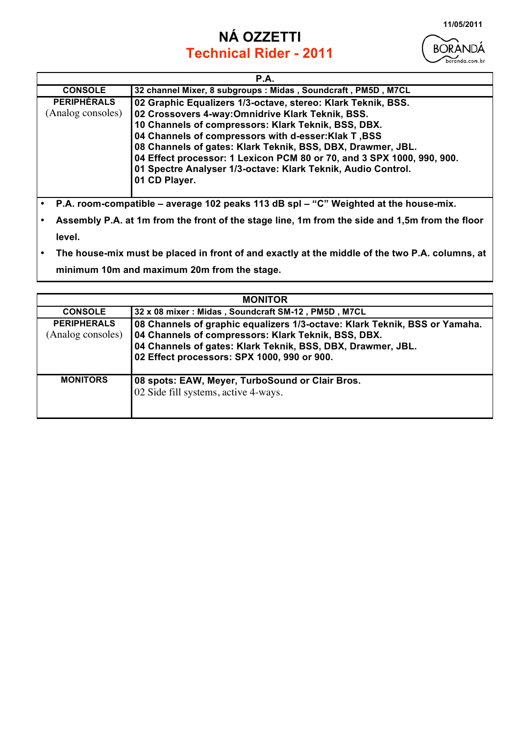11/05/2011

# NÁ OZZETTI

## Technical Rider - 2011

| P.A. | |
|---|---|
| **CONSOLE** | **32 channel Mixer, 8 subgroups : Midas , Soundcraft , PM5D , M7CL** |
| **PERIPHÉRALS** (Analog consoles) | **02 Graphic Equalizers 1/3-octave, stereo: Klark Teknik, BSS.**<br>**02 Crossovers 4-way:Omnidrive Klark Teknik, BSS.**<br>**10 Channels of compressors: Klark Teknik, BSS, DBX.**<br>**04 Channels of compressors with d-esser:Klak T ,BSS**<br>**08 Channels of gates: Klark Teknik, BSS, DBX, Drawmer, JBL.**<br>**04 Effect processor: 1 Lexicon PCM 80 or 70, and 3 SPX 1000, 990, 900.**<br>**01 Spectre Analyser 1/3-octave: Klark Teknik, Audio Control.**<br>**01 CD Player.** |

- **P.A. room-compatible – average 102 peaks 113 dB spl – "C" Weighted at the house-mix.**
- **Assembly P.A. at 1m from the front of the stage line, 1m from the side and 1,5m from the floor level.**
- **The house-mix must be placed in front of and exactly at the middle of the two P.A. columns, at minimum 10m and maximum 20m from the stage.**

| MONITOR | |
|---|---|
| **CONSOLE** | **32 x 08 mixer : Midas , Soundcraft SM-12 , PM5D , M7CL** |
| **PERIPHERALS** (Analog consoles) | **08 Channels of graphic equalizers 1/3-octave: Klark Teknik, BSS or Yamaha.**<br>**04 Channels of compressors: Klark Teknik, BSS, DBX.**<br>**04 Channels of gates: Klark Teknik, BSS, DBX, Drawmer, JBL.**<br>**02 Effect processors: SPX 1000, 990 or 900.** |
| **MONITORS** | **08 spots: EAW, Meyer, TurboSound or Clair Bros.**<br>02 Side fill systems, active 4-ways. |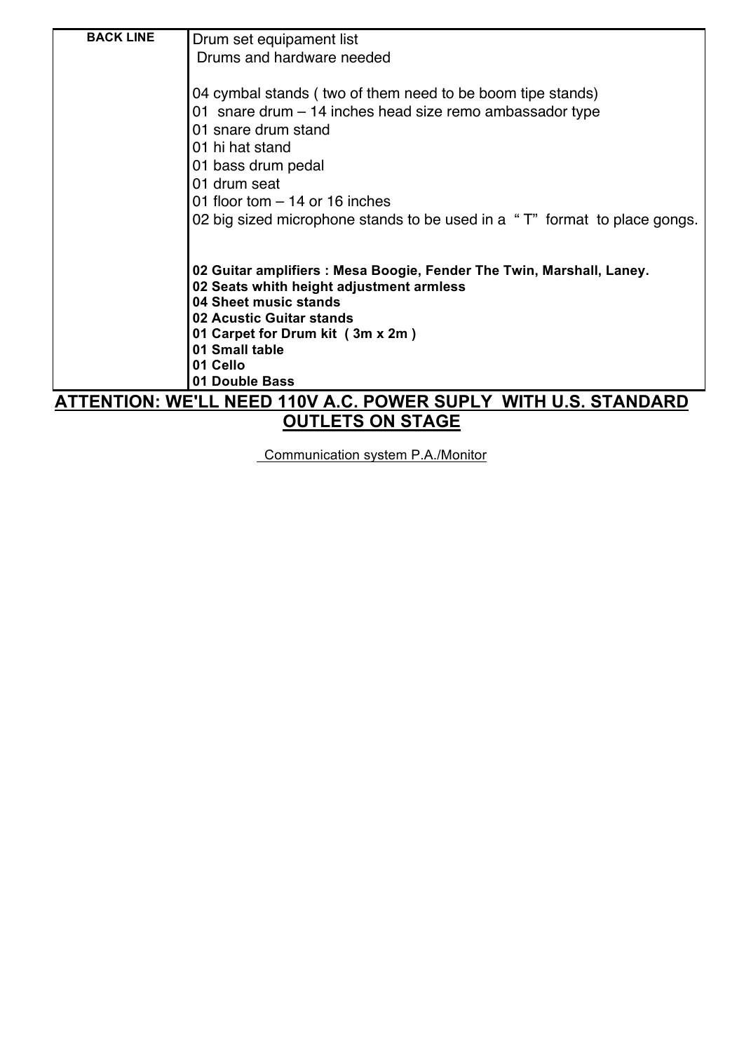| BACK LINE | Drum set equipament list<br>Drums and hardware needed<br><br>04 cymbal stands ( two of them need to be boom tipe stands)<br>01 snare drum – 14 inches head size remo ambassador type<br>01 snare drum stand<br>01 hi hat stand<br>01 bass drum pedal<br>01 drum seat<br>01 floor tom – 14 or 16 inches<br>02 big sized microphone stands to be used in a " T" format to place gongs.<br><br>**02 Guitar amplifiers : Mesa Boogie, Fender The Twin, Marshall, Laney.**<br>**02 Seats whith height adjustment armless**<br>**04 Sheet music stands**<br>**02 Acustic Guitar stands**<br>**01 Carpet for Drum kit ( 3m x 2m )**<br>**01 Small table**<br>**01 Cello**<br>**01 Double Bass** |
|---|---|

**ATTENTION: WE'LL NEED 110V A.C. POWER SUPLY WITH U.S. STANDARD OUTLETS ON STAGE**

Communication system P.A./Monitor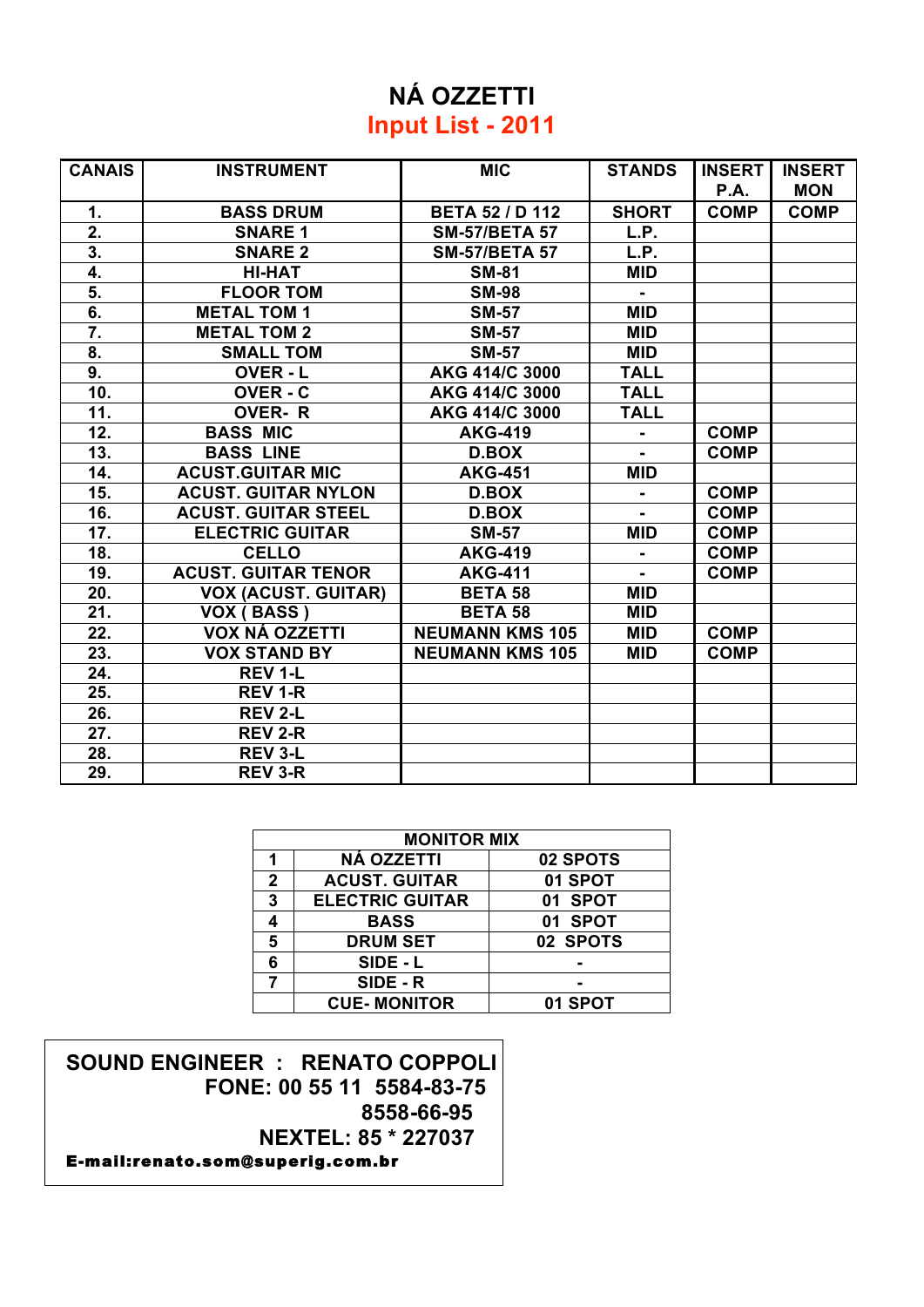# NÁ OZZETTI

## Input List - 2011

| CANAIS | INSTRUMENT | MIC | STANDS | INSERT P.A. | INSERT MON |
|---|---|---|---|---|---|
| 1. | BASS DRUM | BETA 52 / D 112 | SHORT | COMP | COMP |
| 2. | SNARE 1 | SM-57/BETA 57 | L.P. | | |
| 3. | SNARE 2 | SM-57/BETA 57 | L.P. | | |
| 4. | HI-HAT | SM-81 | MID | | |
| 5. | FLOOR TOM | SM-98 | - | | |
| 6. | METAL TOM 1 | SM-57 | MID | | |
| 7. | METAL TOM 2 | SM-57 | MID | | |
| 8. | SMALL TOM | SM-57 | MID | | |
| 9. | OVER - L | AKG 414/C 3000 | TALL | | |
| 10. | OVER - C | AKG 414/C 3000 | TALL | | |
| 11. | OVER- R | AKG 414/C 3000 | TALL | | |
| 12. | BASS MIC | AKG-419 | - | COMP | |
| 13. | BASS LINE | D.BOX | - | COMP | |
| 14. | ACUST.GUITAR MIC | AKG-451 | MID | | |
| 15. | ACUST. GUITAR NYLON | D.BOX | - | COMP | |
| 16. | ACUST. GUITAR STEEL | D.BOX | - | COMP | |
| 17. | ELECTRIC GUITAR | SM-57 | MID | COMP | |
| 18. | CELLO | AKG-419 | - | COMP | |
| 19. | ACUST. GUITAR TENOR | AKG-411 | - | COMP | |
| 20. | VOX (ACUST. GUITAR) | BETA 58 | MID | | |
| 21. | VOX ( BASS ) | BETA 58 | MID | | |
| 22. | VOX NÁ OZZETTI | NEUMANN KMS 105 | MID | COMP | |
| 23. | VOX STAND BY | NEUMANN KMS 105 | MID | COMP | |
| 24. | REV 1-L | | | | |
| 25. | REV 1-R | | | | |
| 26. | REV 2-L | | | | |
| 27. | REV 2-R | | | | |
| 28. | REV 3-L | | | | |
| 29. | REV 3-R | | | | |

| MONITOR MIX | | |
|---|---|---|
| 1 | NÁ OZZETTI | 02 SPOTS |
| 2 | ACUST. GUITAR | 01 SPOT |
| 3 | ELECTRIC GUITAR | 01 SPOT |
| 4 | BASS | 01 SPOT |
| 5 | DRUM SET | 02 SPOTS |
| 6 | SIDE - L | - |
| 7 | SIDE - R | - |
| | CUE- MONITOR | 01 SPOT |

**SOUND ENGINEER : RENATO COPPOLI**
**FONE: 00 55 11 5584-83-75**
**8558-66-95**
**NEXTEL: 85 * 227037**
**E-mail:renato.som@superig.com.br**